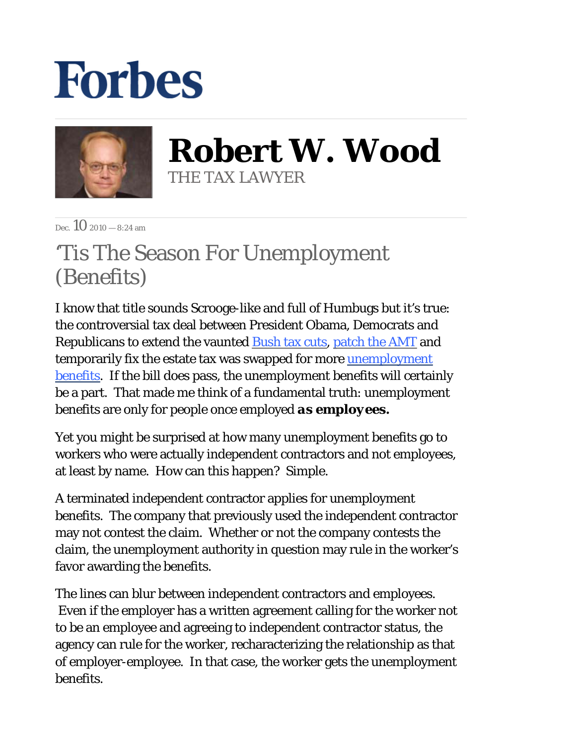# Forbes

# Robert W. Wood

THE TAX LAWYER

Dec. 10 2010 — 8:24 am

## 'Tis The Season For Unemployment (Benefits)

I know that title sounds Scrooge-like and full of Humbugs but it's true: the controversial tax deal between President Obama, Democrats and Republicans to extend the vaunted Bush tax cuts, patch the AMT and temporarily fix the estate tax was swapped for more unemployment benefits. If the bill does pass, the unemployment benefits will certainly be a part. That made me think of a fundamental truth: unemployment benefits are only for people once employed **as employees.**

Yet you might be surprised at how many unemployment benefits go to workers who were actually independent contractors and not employees, at least by name. How can this happen? Simple.

A terminated independent contractor applies for unemployment benefits. The company that previously used the independent contractor may not contest the claim. Whether or not the company contests the claim, the unemployment authority in question may rule in the worker's favor awarding the benefits.

The lines can blur between independent contractors and employees. Even if the employer has a written agreement calling for the worker not to be an employee and agreeing to independent contractor status, the agency can rule for the worker, recharacterizing the relationship as that of employer-employee. In that case, the worker gets the unemployment benefits.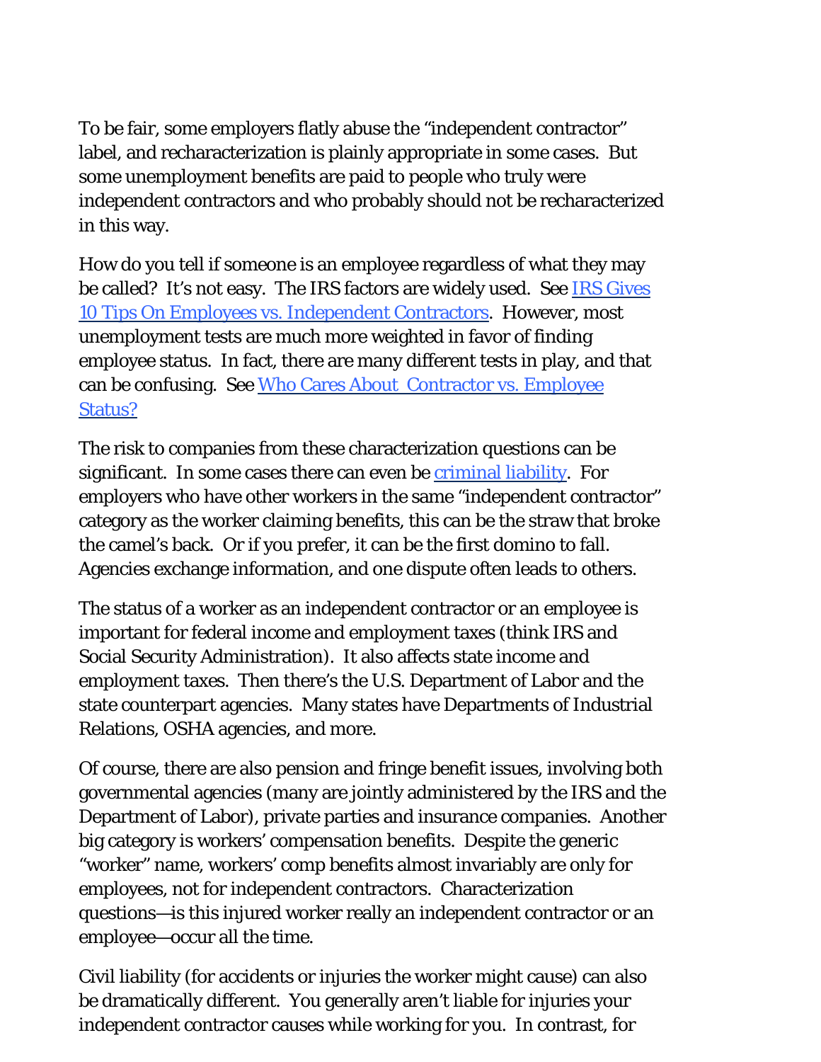To be fair, some employers flatly abuse the "independent contractor" label, and recharacterization is plainly appropriate in some cases. But some unemployment benefits are paid to people who truly were independent contractors and who probably should not be recharacterized in this way.

How do you tell if someone is an employee regardless of what they may be called? It's not easy. The IRS factors are widely used. See [IRS Gives 10 Tips On Employees vs. Independent Contractors](). However, most unemployment tests are much more weighted in favor of finding employee status. In fact, there are many different tests in play, and that can be confusing. See [Who Cares About Contractor vs. Employee Status?]()

The risk to companies from these characterization questions can be significant. In some cases there can even be [criminal liability](). For employers who have other workers in the same "independent contractor" category as the worker claiming benefits, this can be the straw that broke the camel's back. Or if you prefer, it can be the first domino to fall. Agencies exchange information, and one dispute often leads to others.

The status of a worker as an independent contractor or an employee is important for federal income and employment taxes (think IRS and Social Security Administration). It also affects state income and employment taxes. Then there's the U.S. Department of Labor and the state counterpart agencies. Many states have Departments of Industrial Relations, OSHA agencies, and more.

Of course, there are also pension and fringe benefit issues, involving both governmental agencies (many are jointly administered by the IRS and the Department of Labor), private parties and insurance companies. Another big category is workers' compensation benefits. Despite the generic "worker" name, workers' comp benefits almost invariably are only for employees, not for independent contractors. Characterization questions—is this injured worker really an independent contractor or an employee—occur all the time.

Civil liability (for accidents or injuries the worker might cause) can also be dramatically different. You generally aren't liable for injuries your independent contractor causes while working for you. In contrast, for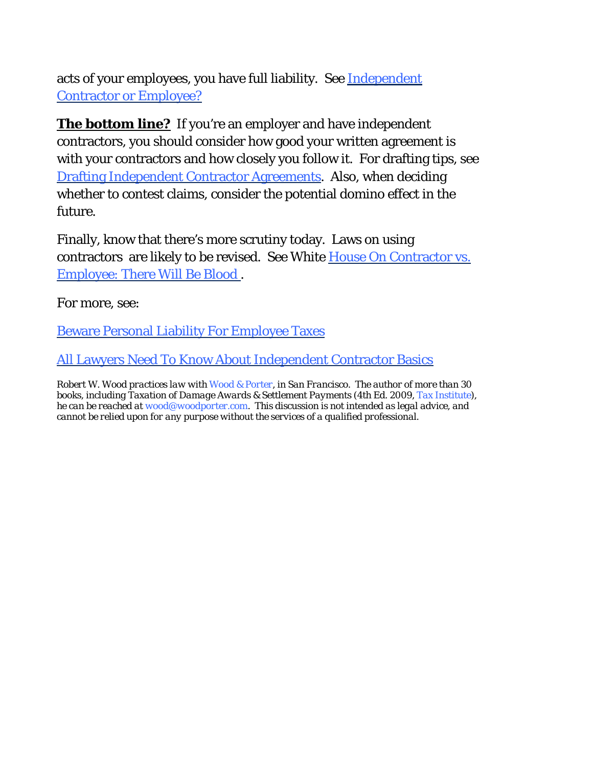acts of your employees, you have full liability. See Independent Contractor or Employee?

**The bottom line?** If you're an employer and have independent contractors, you should consider how good your written agreement is with your contractors and how closely you follow it. For drafting tips, see Drafting Independent Contractor Agreements. Also, when deciding whether to contest claims, consider the potential domino effect in the future.

Finally, know that there's more scrutiny today. Laws on using contractors are likely to be revised. See White House On Contractor vs. Employee: There Will Be Blood .

For more, see:

Beware Personal Liability For Employee Taxes

All Lawyers Need To Know About Independent Contractor Basics

*Robert W. Wood practices law with Wood & Porter, in San Francisco. The author of more than 30 books, including Taxation of Damage Awards & Settlement Payments (4th Ed. 2009, Tax Institute), he can be reached at wood@woodporter.com. This discussion is not intended as legal advice, and cannot be relied upon for any purpose without the services of a qualified professional.*